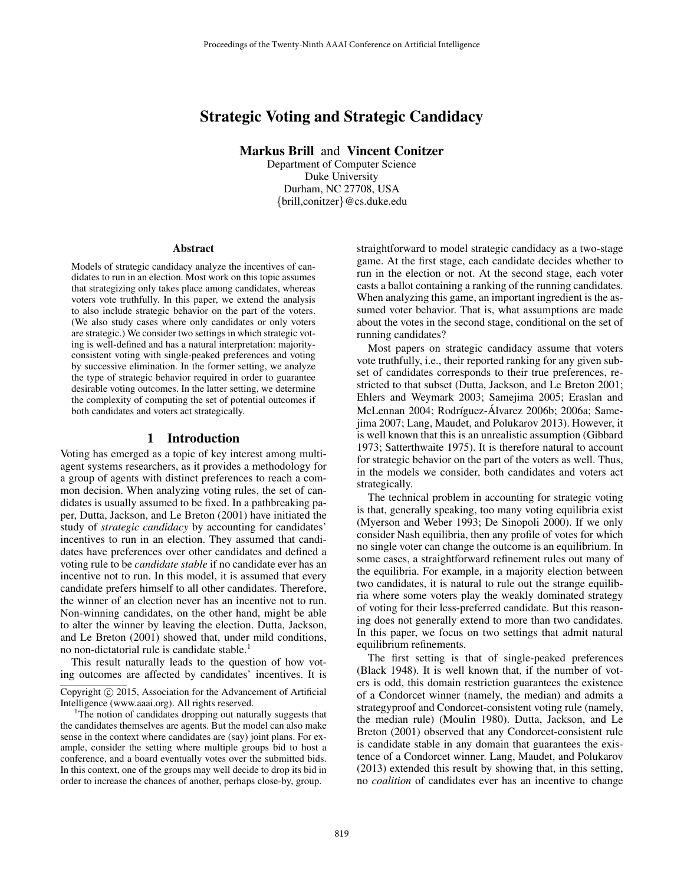# Strategic Voting and Strategic Candidacy

**Markus Brill** and **Vincent Conitzer**

Department of Computer Science
Duke University
Durham, NC 27708, USA
{brill,conitzer}@cs.duke.edu

## Abstract

Models of strategic candidacy analyze the incentives of candidates to run in an election. Most work on this topic assumes that strategizing only takes place among candidates, whereas voters vote truthfully. In this paper, we extend the analysis to also include strategic behavior on the part of the voters. (We also study cases where only candidates or only voters are strategic.) We consider two settings in which strategic voting is well-defined and has a natural interpretation: majority-consistent voting with single-peaked preferences and voting by successive elimination. In the former setting, we analyze the type of strategic behavior required in order to guarantee desirable voting outcomes. In the latter setting, we determine the complexity of computing the set of potential outcomes if both candidates and voters act strategically.

## 1 Introduction

Voting has emerged as a topic of key interest among multi-agent systems researchers, as it provides a methodology for a group of agents with distinct preferences to reach a common decision. When analyzing voting rules, the set of candidates is usually assumed to be fixed. In a pathbreaking paper, Dutta, Jackson, and Le Breton (2001) have initiated the study of *strategic candidacy* by accounting for candidates' incentives to run in an election. They assumed that candidates have preferences over other candidates and defined a voting rule to be *candidate stable* if no candidate ever has an incentive not to run. In this model, it is assumed that every candidate prefers himself to all other candidates. Therefore, the winner of an election never has an incentive not to run. Non-winning candidates, on the other hand, might be able to alter the winner by leaving the election. Dutta, Jackson, and Le Breton (2001) showed that, under mild conditions, no non-dictatorial rule is candidate stable.[1]

This result naturally leads to the question of how voting outcomes are affected by candidates' incentives. It is straightforward to model strategic candidacy as a two-stage game. At the first stage, each candidate decides whether to run in the election or not. At the second stage, each voter casts a ballot containing a ranking of the running candidates. When analyzing this game, an important ingredient is the assumed voter behavior. That is, what assumptions are made about the votes in the second stage, conditional on the set of running candidates?

Most papers on strategic candidacy assume that voters vote truthfully, i.e., their reported ranking for any given subset of candidates corresponds to their true preferences, restricted to that subset (Dutta, Jackson, and Le Breton 2001; Ehlers and Weymark 2003; Samejima 2005; Eraslan and McLennan 2004; Rodríguez-Álvarez 2006b; 2006a; Samejima 2007; Lang, Maudet, and Polukarov 2013). However, it is well known that this is an unrealistic assumption (Gibbard 1973; Satterthwaite 1975). It is therefore natural to account for strategic behavior on the part of the voters as well. Thus, in the models we consider, both candidates and voters act strategically.

The technical problem in accounting for strategic voting is that, generally speaking, too many voting equilibria exist (Myerson and Weber 1993; De Sinopoli 2000). If we only consider Nash equilibria, then any profile of votes for which no single voter can change the outcome is an equilibrium. In some cases, a straightforward refinement rules out many of the equilibria. For example, in a majority election between two candidates, it is natural to rule out the strange equilibria where some voters play the weakly dominated strategy of voting for their less-preferred candidate. But this reasoning does not generally extend to more than two candidates. In this paper, we focus on two settings that admit natural equilibrium refinements.

The first setting is that of single-peaked preferences (Black 1948). It is well known that, if the number of voters is odd, this domain restriction guarantees the existence of a Condorcet winner (namely, the median) and admits a strategyproof and Condorcet-consistent voting rule (namely, the median rule) (Moulin 1980). Dutta, Jackson, and Le Breton (2001) observed that any Condorcet-consistent rule is candidate stable in any domain that guarantees the existence of a Condorcet winner. Lang, Maudet, and Polukarov (2013) extended this result by showing that, in this setting, no *coalition* of candidates ever has an incentive to change

---

Copyright © 2015, Association for the Advancement of Artificial Intelligence (www.aaai.org). All rights reserved.

[1] The notion of candidates dropping out naturally suggests that the candidates themselves are agents. But the model can also make sense in the context where candidates are (say) joint plans. For example, consider the setting where multiple groups bid to host a conference, and a board eventually votes over the submitted bids. In this context, one of the groups may well decide to drop its bid in order to increase the chances of another, perhaps close-by, group.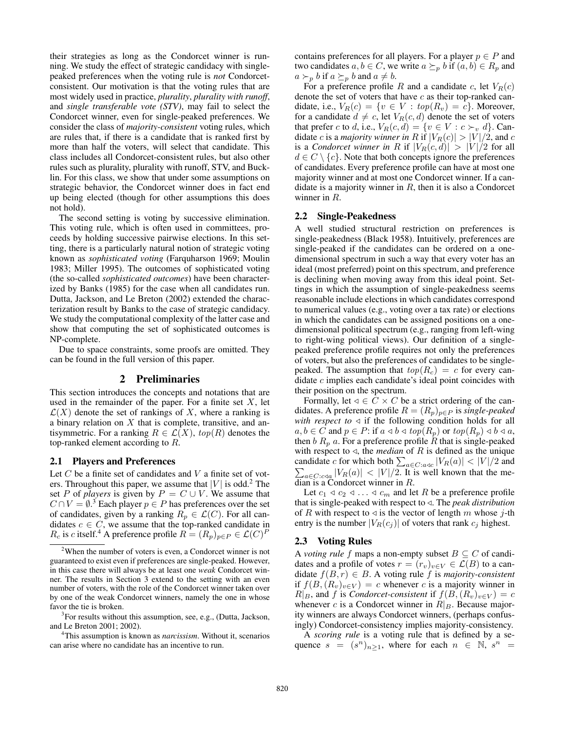their strategies as long as the Condorcet winner is running. We study the effect of strategic candidacy with single-peaked preferences when the voting rule is *not* Condorcet-consistent. Our motivation is that the voting rules that are most widely used in practice, *plurality*, *plurality with runoff*, and *single transferable vote (STV)*, may fail to select the Condorcet winner, even for single-peaked preferences. We consider the class of *majority-consistent* voting rules, which are rules that, if there is a candidate that is ranked first by more than half the voters, will select that candidate. This class includes all Condorcet-consistent rules, but also other rules such as plurality, plurality with runoff, STV, and Bucklin. For this class, we show that under some assumptions on strategic behavior, the Condorcet winner does in fact end up being elected (though for other assumptions this does not hold).

The second setting is voting by successive elimination. This voting rule, which is often used in committees, proceeds by holding successive pairwise elections. In this setting, there is a particularly natural notion of strategic voting known as *sophisticated voting* (Farquharson 1969; Moulin 1983; Miller 1995). The outcomes of sophisticated voting (the so-called *sophisticated outcomes*) have been characterized by Banks (1985) for the case when all candidates run. Dutta, Jackson, and Le Breton (2002) extended the characterization result by Banks to the case of strategic candidacy. We study the computational complexity of the latter case and show that computing the set of sophisticated outcomes is NP-complete.

Due to space constraints, some proofs are omitted. They can be found in the full version of this paper.

## 2 Preliminaries

This section introduces the concepts and notations that are used in the remainder of the paper. For a finite set $X$, let $\mathcal{L}(X)$ denote the set of rankings of $X$, where a ranking is a binary relation on $X$ that is complete, transitive, and antisymmetric. For a ranking $R \in \mathcal{L}(X)$, $top(R)$ denotes the top-ranked element according to $R$.

### 2.1 Players and Preferences

Let $C$ be a finite set of candidates and $V$ a finite set of voters. Throughout this paper, we assume that $|V|$ is odd.[2] The set $P$ of *players* is given by $P = C \cup V$. We assume that $C \cap V = \emptyset$.[3] Each player $p \in P$ has preferences over the set of candidates, given by a ranking $R_p \in \mathcal{L}(C)$. For all candidates $c \in C$, we assume that the top-ranked candidate in $R_c$ is $c$ itself.[4] A preference profile $R = (R_p)_{p \in P} \in \mathcal{L}(C)^P$ contains preferences for all players. For a player $p \in P$ and two candidates $a, b \in C$, we write $a \succeq_p b$ if $(a, b) \in R_p$ and $a \succ_p b$ if $a \succeq_p b$ and $a \neq b$.

For a preference profile $R$ and a candidate $c$, let $V_R(c)$ denote the set of voters that have $c$ as their top-ranked candidate, i.e., $V_R(c) = \{v \in V : top(R_v) = c\}$. Moreover, for a candidate $d \neq c$, let $V_R(c, d)$ denote the set of voters that prefer $c$ to $d$, i.e., $V_R(c, d) = \{v \in V : c \succ_v d\}$. Candidate $c$ is a *majority winner in* $R$ if $|V_R(c)| > |V|/2$, and $c$ is a *Condorcet winner in* $R$ if $|V_R(c, d)| > |V|/2$ for all $d \in C \setminus \{c\}$. Note that both concepts ignore the preferences of candidates. Every preference profile can have at most one majority winner and at most one Condorcet winner. If a candidate is a majority winner in $R$, then it is also a Condorcet winner in $R$.

### 2.2 Single-Peakedness

A well studied structural restriction on preferences is single-peakedness (Black 1958). Intuitively, preferences are single-peaked if the candidates can be ordered on a one-dimensional spectrum in such a way that every voter has an ideal (most preferred) point on this spectrum, and preference is declining when moving away from this ideal point. Settings in which the assumption of single-peakedness seems reasonable include elections in which candidates correspond to numerical values (e.g., voting over a tax rate) or elections in which the candidates can be assigned positions on a one-dimensional political spectrum (e.g., ranging from left-wing to right-wing political views). Our definition of a single-peaked preference profile requires not only the preferences of voters, but also the preferences of candidates to be single-peaked. The assumption that $top(R_c) = c$ for every candidate $c$ implies each candidate's ideal point coincides with their position on the spectrum.

Formally, let $\lhd \in C \times C$ be a strict ordering of the candidates. A preference profile $R = (R_p)_{p \in P}$ is *single-peaked with respect to* $\lhd$ if the following condition holds for all $a, b \in C$ and $p \in P$: if $a \lhd b \lhd top(R_p)$ or $top(R_p) \lhd b \lhd a$, then $b \; R_p \; a$. For a preference profile $R$ that is single-peaked with respect to $\lhd$, the *median* of $R$ is defined as the unique candidate $c$ for which both $\sum_{a \in C : a \lhd c} |V_R(a)| < |V|/2$ and $\sum_{a \in C : c \lhd a} |V_R(a)| < |V|/2$. It is well known that the median is a Condorcet winner in $R$.

Let $c_1 \lhd c_2 \lhd \ldots \lhd c_m$ and let $R$ be a preference profile that is single-peaked with respect to $\lhd$. The *peak distribution* of $R$ with respect to $\lhd$ is the vector of length $m$ whose $j$-th entry is the number $|V_R(c_j)|$ of voters that rank $c_j$ highest.

### 2.3 Voting Rules

A *voting rule* $f$ maps a non-empty subset $B \subseteq C$ of candidates and a profile of votes $r = (r_v)_{v \in V} \in \mathcal{L}(B)$ to a candidate $f(B, r) \in B$. A voting rule $f$ is *majority-consistent* if $f(B, (R_v)_{v \in V}) = c$ whenever $c$ is a majority winner in $R|_B$, and $f$ is *Condorcet-consistent* if $f(B, (R_v)_{v \in V}) = c$ whenever $c$ is a Condorcet winner in $R|_B$. Because majority winners are always Condorcet winners, (perhaps confusingly) Condorcet-consistency implies majority-consistency.

A *scoring rule* is a voting rule that is defined by a sequence $s = (s^n)_{n \geq 1}$, where for each $n \in \mathbb{N}$, $s^n =$

---

[2] When the number of voters is even, a Condorcet winner is not guaranteed to exist even if preferences are single-peaked. However, in this case there will always be at least one *weak* Condorcet winner. The results in Section 3 extend to the setting with an even number of voters, with the role of the Condorcet winner taken over by one of the weak Condorcet winners, namely the one in whose favor the tie is broken.

[3] For results without this assumption, see, e.g., (Dutta, Jackson, and Le Breton 2001; 2002).

[4] This assumption is known as *narcissism*. Without it, scenarios can arise where no candidate has an incentive to run.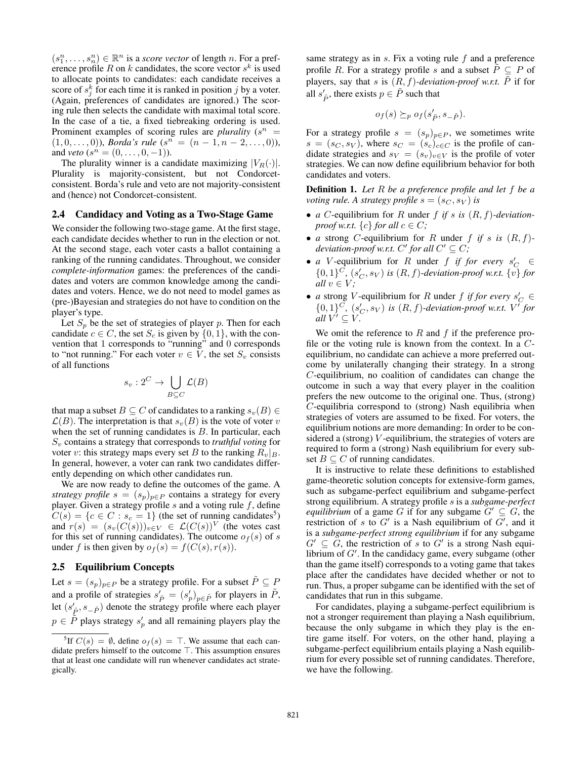$(s_1^n, \ldots, s_n^n) \in \mathbb{R}^n$ is a *score vector* of length $n$. For a preference profile $R$ on $k$ candidates, the score vector $s^k$ is used to allocate points to candidates: each candidate receives a score of $s_j^k$ for each time it is ranked in position $j$ by a voter. (Again, preferences of candidates are ignored.) The scoring rule then selects the candidate with maximal total score. In the case of a tie, a fixed tiebreaking ordering is used. Prominent examples of scoring rules are *plurality* ($s^n = (1, 0, \ldots, 0)$), *Borda's rule* ($s^n = (n-1, n-2, \ldots, 0)$), and *veto* ($s^n = (0, \ldots, 0, -1)$).

The plurality winner is a candidate maximizing $|V_R(\cdot)|$. Plurality is majority-consistent, but not Condorcet-consistent. Borda's rule and veto are not majority-consistent and (hence) not Condorcet-consistent.

## 2.4 Candidacy and Voting as a Two-Stage Game

We consider the following two-stage game. At the first stage, each candidate decides whether to run in the election or not. At the second stage, each voter casts a ballot containing a ranking of the running candidates. Throughout, we consider *complete-information* games: the preferences of the candidates and voters are common knowledge among the candidates and voters. Hence, we do not need to model games as (pre-)Bayesian and strategies do not have to condition on the player's type.

Let $S_p$ be the set of strategies of player $p$. Then for each candidate $c \in C$, the set $S_c$ is given by $\{0, 1\}$, with the convention that 1 corresponds to "running" and 0 corresponds to "not running." For each voter $v \in V$, the set $S_v$ consists of all functions

$$s_v : 2^C \to \bigcup_{B \subseteq C} \mathcal{L}(B)$$

that map a subset $B \subseteq C$ of candidates to a ranking $s_v(B) \in \mathcal{L}(B)$. The interpretation is that $s_v(B)$ is the vote of voter $v$ when the set of running candidates is $B$. In particular, each $S_v$ contains a strategy that corresponds to *truthful voting* for voter $v$: this strategy maps every set $B$ to the ranking $R_v|_B$. In general, however, a voter can rank two candidates differently depending on which other candidates run.

We are now ready to define the outcomes of the game. A *strategy profile* $s = (s_p)_{p \in P}$ contains a strategy for every player. Given a strategy profile $s$ and a voting rule $f$, define $C(s) = \{c \in C : s_c = 1\}$ (the set of running candidates[5]) and $r(s) = (s_v(C(s)))_{v \in V} \in \mathcal{L}(C(s))^V$ (the votes cast for this set of running candidates). The outcome $o_f(s)$ of $s$ under $f$ is then given by $o_f(s) = f(C(s), r(s))$.

[5]If $C(s) = \emptyset$, define $o_f(s) = \top$. We assume that each candidate prefers himself to the outcome $\top$. This assumption ensures that at least one candidate will run whenever candidates act strategically.

## 2.5 Equilibrium Concepts

Let $s = (s_p)_{p \in P}$ be a strategy profile. For a subset $\tilde{P} \subseteq P$ and a profile of strategies $s'_{\tilde{P}} = (s'_p)_{p \in \tilde{P}}$ for players in $\tilde{P}$, let $(s'_{\tilde{P}}, s_{-\tilde{P}})$ denote the strategy profile where each player $p \in \tilde{P}$ plays strategy $s'_p$ and all remaining players play the same strategy as in $s$. Fix a voting rule $f$ and a preference profile $R$. For a strategy profile $s$ and a subset $\tilde{P} \subseteq P$ of players, say that $s$ is $(R, f)$*-deviation-proof w.r.t.* $\tilde{P}$ if for all $s'_{\tilde{P}}$, there exists $p \in \tilde{P}$ such that

$$o_f(s) \succeq_p o_f(s'_{\tilde{P}}, s_{-\tilde{P}}).$$

For a strategy profile $s = (s_p)_{p \in P}$, we sometimes write $s = (s_C, s_V)$, where $s_C = (s_c)_{c \in C}$ is the profile of candidate strategies and $s_V = (s_v)_{v \in V}$ is the profile of voter strategies. We can now define equilibrium behavior for both candidates and voters.

**Definition 1.** *Let $R$ be a preference profile and let $f$ be a voting rule. A strategy profile $s = (s_C, s_V)$ is*

- *a* $C$-equilibrium *for $R$ under $f$ if $s$ is $(R, f)$-deviation-proof w.r.t. $\{c\}$ for all $c \in C$;*
- *a* strong $C$-equilibrium *for $R$ under $f$ if $s$ is $(R, f)$-deviation-proof w.r.t. $C'$ for all $C' \subseteq C$;*
- *a* $V$-equilibrium *for $R$ under $f$ if for every $s'_C \in \{0,1\}^C$, $(s'_C, s_V)$ is $(R, f)$-deviation-proof w.r.t. $\{v\}$ for all $v \in V$;*
- *a* strong $V$-equilibrium *for $R$ under $f$ if for every $s'_C \in \{0,1\}^C$, $(s'_C, s_V)$ is $(R, f)$-deviation-proof w.r.t. $V'$ for all $V' \subseteq V$.*

We omit the reference to $R$ and $f$ if the preference profile or the voting rule is known from the context. In a $C$-equilibrium, no candidate can achieve a more preferred outcome by unilaterally changing their strategy. In a strong $C$-equilibrium, no coalition of candidates can change the outcome in such a way that every player in the coalition prefers the new outcome to the original one. Thus, (strong) $C$-equilibria correspond to (strong) Nash equilibria when strategies of voters are assumed to be fixed. For voters, the equilibrium notions are more demanding: In order to be considered a (strong) $V$-equilibrium, the strategies of voters are required to form a (strong) Nash equilibrium for every subset $B \subseteq C$ of running candidates.

It is instructive to relate these definitions to established game-theoretic solution concepts for extensive-form games, such as subgame-perfect equilibrium and subgame-perfect strong equilibrium. A strategy profile $s$ is a *subgame-perfect equilibrium* of a game $G$ if for any subgame $G' \subseteq G$, the restriction of $s$ to $G'$ is a Nash equilibrium of $G'$, and it is a *subgame-perfect strong equilibrium* if for any subgame $G' \subseteq G$, the restriction of $s$ to $G'$ is a strong Nash equilibrium of $G'$. In the candidacy game, every subgame (other than the game itself) corresponds to a voting game that takes place after the candidates have decided whether or not to run. Thus, a proper subgame can be identified with the set of candidates that run in this subgame.

For candidates, playing a subgame-perfect equilibrium is not a stronger requirement than playing a Nash equilibrium, because the only subgame in which they play is the entire game itself. For voters, on the other hand, playing a subgame-perfect equilibrium entails playing a Nash equilibrium for every possible set of running candidates. Therefore, we have the following.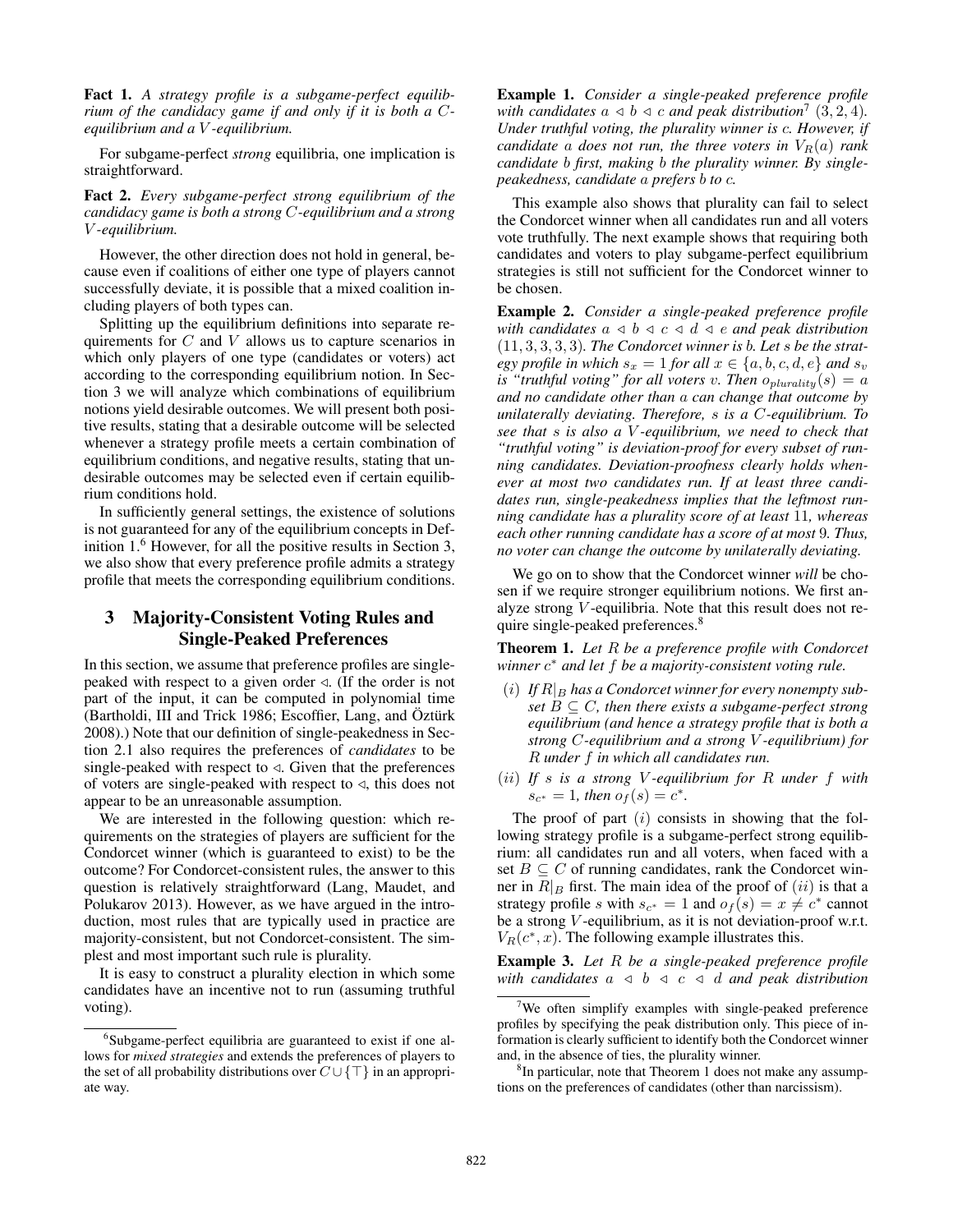**Fact 1.** *A strategy profile is a subgame-perfect equilibrium of the candidacy game if and only if it is both a $C$-equilibrium and a $V$-equilibrium.*

For subgame-perfect *strong* equilibria, one implication is straightforward.

**Fact 2.** *Every subgame-perfect strong equilibrium of the candidacy game is both a strong $C$-equilibrium and a strong $V$-equilibrium.*

However, the other direction does not hold in general, because even if coalitions of either one type of players cannot successfully deviate, it is possible that a mixed coalition including players of both types can.

Splitting up the equilibrium definitions into separate requirements for $C$ and $V$ allows us to capture scenarios in which only players of one type (candidates or voters) act according to the corresponding equilibrium notion. In Section 3 we will analyze which combinations of equilibrium notions yield desirable outcomes. We will present both positive results, stating that a desirable outcome will be selected whenever a strategy profile meets a certain combination of equilibrium conditions, and negative results, stating that undesirable outcomes may be selected even if certain equilibrium conditions hold.

In sufficiently general settings, the existence of solutions is not guaranteed for any of the equilibrium concepts in Definition 1.[6] However, for all the positive results in Section 3, we also show that every preference profile admits a strategy profile that meets the corresponding equilibrium conditions.

## 3 Majority-Consistent Voting Rules and Single-Peaked Preferences

In this section, we assume that preference profiles are single-peaked with respect to a given order $\triangleleft$. (If the order is not part of the input, it can be computed in polynomial time (Bartholdi, III and Trick 1986; Escoffier, Lang, and Öztürk 2008).) Note that our definition of single-peakedness in Section 2.1 also requires the preferences of *candidates* to be single-peaked with respect to $\triangleleft$. Given that the preferences of voters are single-peaked with respect to $\triangleleft$, this does not appear to be an unreasonable assumption.

We are interested in the following question: which requirements on the strategies of players are sufficient for the Condorcet winner (which is guaranteed to exist) to be the outcome? For Condorcet-consistent rules, the answer to this question is relatively straightforward (Lang, Maudet, and Polukarov 2013). However, as we have argued in the introduction, most rules that are typically used in practice are majority-consistent, but not Condorcet-consistent. The simplest and most important such rule is plurality.

It is easy to construct a plurality election in which some candidates have an incentive not to run (assuming truthful voting).

**Example 1.** *Consider a single-peaked preference profile with candidates $a \triangleleft b \triangleleft c$ and peak distribution[7] $(3, 2, 4)$. Under truthful voting, the plurality winner is $c$. However, if candidate $a$ does not run, the three voters in $V_R(a)$ rank candidate $b$ first, making $b$ the plurality winner. By single-peakedness, candidate $a$ prefers $b$ to $c$.*

This example also shows that plurality can fail to select the Condorcet winner when all candidates run and all voters vote truthfully. The next example shows that requiring both candidates and voters to play subgame-perfect equilibrium strategies is still not sufficient for the Condorcet winner to be chosen.

**Example 2.** *Consider a single-peaked preference profile with candidates $a \triangleleft b \triangleleft c \triangleleft d \triangleleft e$ and peak distribution $(11, 3, 3, 3, 3)$. The Condorcet winner is $b$. Let $s$ be the strategy profile in which $s_x = 1$ for all $x \in \{a, b, c, d, e\}$ and $s_v$ is "truthful voting" for all voters $v$. Then $o_{plurality}(s) = a$ and no candidate other than $a$ can change that outcome by unilaterally deviating. Therefore, $s$ is a $C$-equilibrium. To see that $s$ is also a $V$-equilibrium, we need to check that "truthful voting" is deviation-proof for every subset of running candidates. Deviation-proofness clearly holds whenever at most two candidates run. If at least three candidates run, single-peakedness implies that the leftmost running candidate has a plurality score of at least 11, whereas each other running candidate has a score of at most 9. Thus, no voter can change the outcome by unilaterally deviating.*

We go on to show that the Condorcet winner *will* be chosen if we require stronger equilibrium notions. We first analyze strong $V$-equilibria. Note that this result does not require single-peaked preferences.[8]

**Theorem 1.** *Let $R$ be a preference profile with Condorcet winner $c^*$ and let $f$ be a majority-consistent voting rule.*

- $(i)$ *If $R|_B$ has a Condorcet winner for every nonempty subset $B \subseteq C$, then there exists a subgame-perfect strong equilibrium (and hence a strategy profile that is both a strong $C$-equilibrium and a strong $V$-equilibrium) for $R$ under $f$ in which all candidates run.*
- $(ii)$ *If $s$ is a strong $V$-equilibrium for $R$ under $f$ with $s_{c^*} = 1$, then $o_f(s) = c^*$.*

The proof of part $(i)$ consists in showing that the following strategy profile is a subgame-perfect strong equilibrium: all candidates run and all voters, when faced with a set $B \subseteq C$ of running candidates, rank the Condorcet winner in $R|_B$ first. The main idea of the proof of $(ii)$ is that a strategy profile $s$ with $s_{c^*} = 1$ and $o_f(s) = x \neq c^*$ cannot be a strong $V$-equilibrium, as it is not deviation-proof w.r.t. $V_R(c^*, x)$. The following example illustrates this.

**Example 3.** *Let $R$ be a single-peaked preference profile with candidates $a \triangleleft b \triangleleft c \triangleleft d$ and peak distribution*

---

[6] Subgame-perfect equilibria are guaranteed to exist if one allows for *mixed strategies* and extends the preferences of players to the set of all probability distributions over $C \cup \{\top\}$ in an appropriate way.

[7] We often simplify examples with single-peaked preference profiles by specifying the peak distribution only. This piece of information is clearly sufficient to identify both the Condorcet winner and, in the absence of ties, the plurality winner.

[8] In particular, note that Theorem 1 does not make any assumptions on the preferences of candidates (other than narcissism).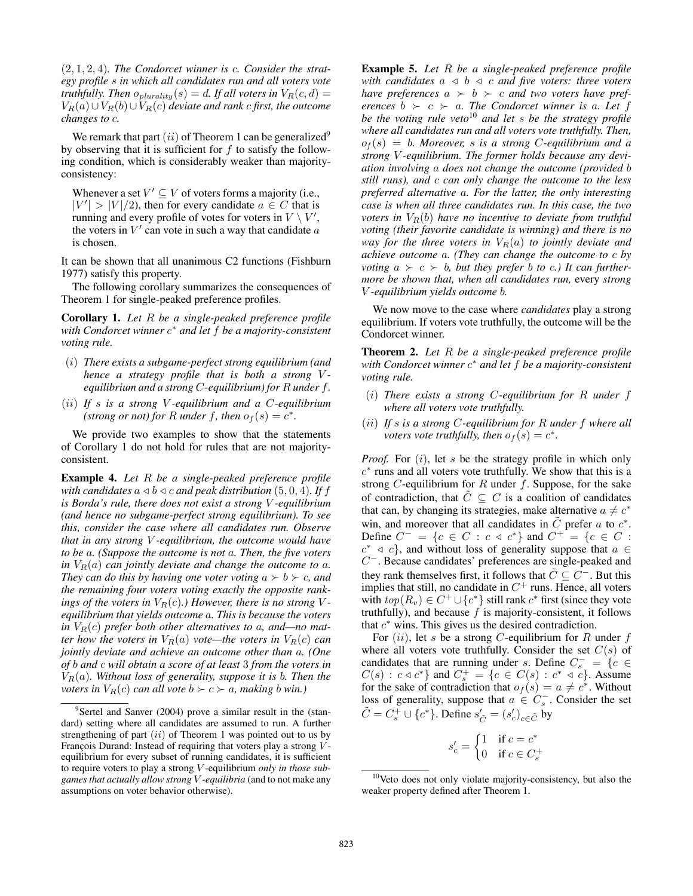$(2, 1, 2, 4)$. *The Condorcet winner is $c$. Consider the strategy profile $s$ in which all candidates run and all voters vote truthfully. Then $o_{plurality}(s) = d$. If all voters in $V_R(c, d) = V_R(a) \cup V_R(b) \cup V_R(c)$ deviate and rank $c$ first, the outcome changes to $c$.*

We remark that part $(ii)$ of Theorem 1 can be generalized[9] by observing that it is sufficient for $f$ to satisfy the following condition, which is considerably weaker than majority-consistency:

> Whenever a set $V' \subseteq V$ of voters forms a majority (i.e., $|V'| > |V|/2$), then for every candidate $a \in C$ that is running and every profile of votes for voters in $V \setminus V'$, the voters in $V'$ can vote in such a way that candidate $a$ is chosen.

It can be shown that all unanimous C2 functions (Fishburn 1977) satisfy this property.

The following corollary summarizes the consequences of Theorem 1 for single-peaked preference profiles.

**Corollary 1.** *Let $R$ be a single-peaked preference profile with Condorcet winner $c^*$ and let $f$ be a majority-consistent voting rule.*

- $(i)$ *There exists a subgame-perfect strong equilibrium (and hence a strategy profile that is both a strong $V$-equilibrium and a strong $C$-equilibrium) for $R$ under $f$.*
- $(ii)$ *If $s$ is a strong $V$-equilibrium and a $C$-equilibrium (strong or not) for $R$ under $f$, then $o_f(s) = c^*$.*

We provide two examples to show that the statements of Corollary 1 do not hold for rules that are not majority-consistent.

**Example 4.** *Let $R$ be a single-peaked preference profile with candidates $a \lhd b \lhd c$ and peak distribution $(5, 0, 4)$. If $f$ is Borda's rule, there does not exist a strong $V$-equilibrium (and hence no subgame-perfect strong equilibrium). To see this, consider the case where all candidates run. Observe that in any strong $V$-equilibrium, the outcome would have to be $a$. (Suppose the outcome is not $a$. Then, the five voters in $V_R(a)$ can jointly deviate and change the outcome to $a$. They can do this by having one voter voting $a \succ b \succ c$, and the remaining four voters voting exactly the opposite rankings of the voters in $V_R(c)$.) However, there is no strong $V$-equilibrium that yields outcome $a$. This is because the voters in $V_R(c)$ prefer both other alternatives to $a$, and—no matter how the voters in $V_R(a)$ vote—the voters in $V_R(c)$ can jointly deviate and achieve an outcome other than $a$. (One of $b$ and $c$ will obtain a score of at least 3 from the voters in $V_R(a)$. Without loss of generality, suppose it is $b$. Then the voters in $V_R(c)$ can all vote $b \succ c \succ a$, making $b$ win.)*

**Example 5.** *Let $R$ be a single-peaked preference profile with candidates $a \lhd b \lhd c$ and five voters: three voters have preferences $a \succ b \succ c$ and two voters have preferences $b \succ c \succ a$. The Condorcet winner is $a$. Let $f$ be the voting rule veto*[10] *and let $s$ be the strategy profile where all candidates run and all voters vote truthfully. Then, $o_f(s) = b$. Moreover, $s$ is a strong $C$-equilibrium and a strong $V$-equilibrium. The former holds because any deviation involving $a$ does not change the outcome (provided $b$ still runs), and $c$ can only change the outcome to the less preferred alternative $a$. For the latter, the only interesting case is when all three candidates run. In this case, the two voters in $V_R(b)$ have no incentive to deviate from truthful voting (their favorite candidate is winning) and there is no way for the three voters in $V_R(a)$ to jointly deviate and achieve outcome $a$. (They can change the outcome to $c$ by voting $a \succ c \succ b$, but they prefer $b$ to $c$.) It can furthermore be shown that, when all candidates run,* every *strong $V$-equilibrium yields outcome $b$.*

We now move to the case where *candidates* play a strong equilibrium. If voters vote truthfully, the outcome will be the Condorcet winner.

**Theorem 2.** *Let $R$ be a single-peaked preference profile with Condorcet winner $c^*$ and let $f$ be a majority-consistent voting rule.*

- $(i)$ *There exists a strong $C$-equilibrium for $R$ under $f$ where all voters vote truthfully.*
- $(ii)$ *If $s$ is a strong $C$-equilibrium for $R$ under $f$ where all voters vote truthfully, then $o_f(s) = c^*$.*

*Proof.* For $(i)$, let $s$ be the strategy profile in which only $c^*$ runs and all voters vote truthfully. We show that this is a strong $C$-equilibrium for $R$ under $f$. Suppose, for the sake of contradiction, that $\tilde{C} \subseteq C$ is a coalition of candidates that can, by changing its strategies, make alternative $a \neq c^*$ win, and moreover that all candidates in $\tilde{C}$ prefer $a$ to $c^*$. Define $C^- = \{c \in C : c \lhd c^*\}$ and $C^+ = \{c \in C : c^* \lhd c\}$, and without loss of generality suppose that $a \in C^-$. Because candidates' preferences are single-peaked and they rank themselves first, it follows that $\tilde{C} \subseteq C^-$. But this implies that still, no candidate in $C^+$ runs. Hence, all voters with $top(R_v) \in C^+ \cup \{c^*\}$ still rank $c^*$ first (since they vote truthfully), and because $f$ is majority-consistent, it follows that $c^*$ wins. This gives us the desired contradiction.

For $(ii)$, let $s$ be a strong $C$-equilibrium for $R$ under $f$ where all voters vote truthfully. Consider the set $C(s)$ of candidates that are running under $s$. Define $C_s^- = \{c \in C(s) : c \lhd c^*\}$ and $C_s^+ = \{c \in C(s) : c^* \lhd c\}$. Assume for the sake of contradiction that $o_f(s) = a \neq c^*$. Without loss of generality, suppose that $a \in C_s^-$. Consider the set $\tilde{C} = C_s^+ \cup \{c^*\}$. Define $s'_{\tilde{C}} = (s'_c)_{c \in \tilde{C}}$ by

$$s'_c = \begin{cases} 1 & \text{if } c = c^* \\ 0 & \text{if } c \in C_s^+ \end{cases}$$

[9] Sertel and Sanver (2004) prove a similar result in the (standard) setting where all candidates are assumed to run. A further strengthening of part $(ii)$ of Theorem 1 was pointed out to us by François Durand: Instead of requiring that voters play a strong $V$-equilibrium for every subset of running candidates, it is sufficient to require voters to play a strong $V$-equilibrium *only in those subgames that actually allow strong $V$-equilibria* (and to not make any assumptions on voter behavior otherwise).

[10] Veto does not only violate majority-consistency, but also the weaker property defined after Theorem 1.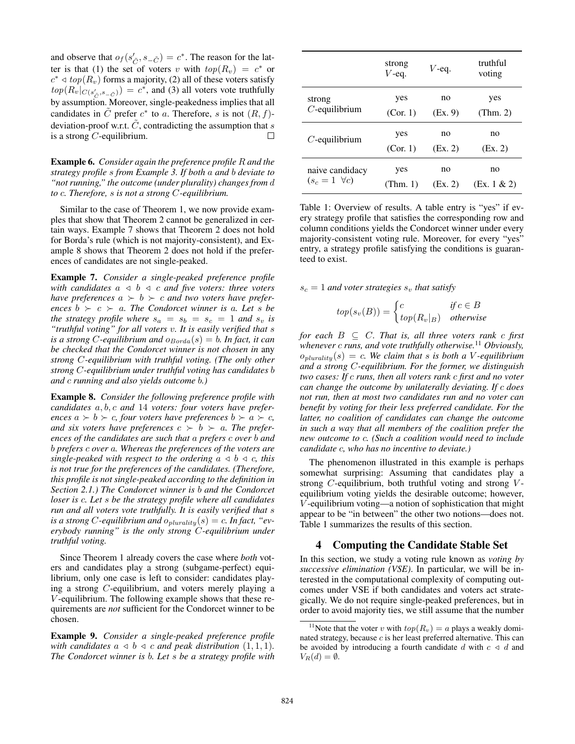and observe that $o_f(s'_{\tilde{C}}, s_{-\tilde{C}}) = c^*$. The reason for the latter is that (1) the set of voters $v$ with $top(R_v) = c^*$ or $c^* \lhd top(R_v)$ forms a majority, (2) all of these voters satisfy $top(R_v|_{C(s'_{\tilde{C}}, s_{-\tilde{C}})}) = c^*$, and (3) all voters vote truthfully by assumption. Moreover, single-peakedness implies that all candidates in $\tilde{C}$ prefer $c^*$ to $a$. Therefore, $s$ is not $(R, f)$-deviation-proof w.r.t. $\tilde{C}$, contradicting the assumption that $s$ is a strong $C$-equilibrium. □

**Example 6.** *Consider again the preference profile $R$ and the strategy profile $s$ from Example 3. If both $a$ and $b$ deviate to "not running," the outcome (under plurality) changes from $d$ to $c$. Therefore, $s$ is not a strong $C$-equilibrium.*

Similar to the case of Theorem 1, we now provide examples that show that Theorem 2 cannot be generalized in certain ways. Example 7 shows that Theorem 2 does not hold for Borda's rule (which is not majority-consistent), and Example 8 shows that Theorem 2 does not hold if the preferences of candidates are not single-peaked.

**Example 7.** *Consider a single-peaked preference profile with candidates $a \lhd b \lhd c$ and five voters: three voters have preferences $a \succ b \succ c$ and two voters have preferences $b \succ c \succ a$. The Condorcet winner is $a$. Let $s$ be the strategy profile where $s_a = s_b = s_c = 1$ and $s_v$ is "truthful voting" for all voters $v$. It is easily verified that $s$ is a strong $C$-equilibrium and $o_{Borda}(s) = b$. In fact, it can be checked that the Condorcet winner is not chosen in* any *strong $C$-equilibrium with truthful voting. (The only other strong $C$-equilibrium under truthful voting has candidates $b$ and $c$ running and also yields outcome $b$.)*

**Example 8.** *Consider the following preference profile with candidates $a, b, c$ and 14 voters: four voters have preferences $a \succ b \succ c$, four voters have preferences $b \succ a \succ c$, and six voters have preferences $c \succ b \succ a$. The preferences of the candidates are such that $a$ prefers $c$ over $b$ and $b$ prefers $c$ over $a$. Whereas the preferences of the voters are single-peaked with respect to the ordering $a \lhd b \lhd c$, this is not true for the preferences of the candidates. (Therefore, this profile is not single-peaked according to the definition in Section 2.1.) The Condorcet winner is $b$ and the Condorcet loser is $c$. Let $s$ be the strategy profile where all candidates run and all voters vote truthfully. It is easily verified that $s$ is a strong $C$-equilibrium and $o_{plurality}(s) = c$. In fact, "everybody running" is the only strong $C$-equilibrium under truthful voting.*

Since Theorem 1 already covers the case where *both* voters and candidates play a strong (subgame-perfect) equilibrium, only one case is left to consider: candidates playing a strong $C$-equilibrium, and voters merely playing a $V$-equilibrium. The following example shows that these requirements are *not* sufficient for the Condorcet winner to be chosen.

**Example 9.** *Consider a single-peaked preference profile with candidates $a \lhd b \lhd c$ and peak distribution $(1, 1, 1)$. The Condorcet winner is $b$. Let $s$ be a strategy profile with*

| | strong $V$-eq. | $V$-eq. | truthful voting |
|---|---|---|---|
| strong $C$-equilibrium | yes (Cor. 1) | no (Ex. 9) | yes (Thm. 2) |
| $C$-equilibrium | yes (Cor. 1) | no (Ex. 2) | no (Ex. 2) |
| naive candidacy ($s_c = 1 \ \forall c$) | yes (Thm. 1) | no (Ex. 2) | no (Ex. 1 & 2) |

Table 1: Overview of results. A table entry is "yes" if every strategy profile that satisfies the corresponding row and column conditions yields the Condorcet winner under every majority-consistent voting rule. Moreover, for every "yes" entry, a strategy profile satisfying the conditions is guaranteed to exist.

*$s_c = 1$ and voter strategies $s_v$ that satisfy*

$$top(s_v(B)) = \begin{cases} c & \text{if } c \in B \\ top(R_v|_B) & \text{otherwise} \end{cases}$$

*for each $B \subseteq C$. That is, all three voters rank $c$ first whenever $c$ runs, and vote truthfully otherwise.*[11] *Obviously, $o_{plurality}(s) = c$. We claim that $s$ is both a $V$-equilibrium and a strong $C$-equilibrium. For the former, we distinguish two cases: If $c$ runs, then all voters rank $c$ first and no voter can change the outcome by unilaterally deviating. If $c$ does not run, then at most two candidates run and no voter can benefit by voting for their less preferred candidate. For the latter, no coalition of candidates can change the outcome in such a way that all members of the coalition prefer the new outcome to $c$. (Such a coalition would need to include candidate $c$, who has no incentive to deviate.)*

The phenomenon illustrated in this example is perhaps somewhat surprising: Assuming that candidates play a strong $C$-equilibrium, both truthful voting and strong $V$-equilibrium voting yields the desirable outcome; however, $V$-equilibrium voting—a notion of sophistication that might appear to be "in between" the other two notions—does not. Table 1 summarizes the results of this section.

## 4 Computing the Candidate Stable Set

In this section, we study a voting rule known as *voting by successive elimination (VSE)*. In particular, we will be interested in the computational complexity of computing outcomes under VSE if both candidates and voters act strategically. We do not require single-peaked preferences, but in order to avoid majority ties, we still assume that the number

[11] Note that the voter $v$ with $top(R_v) = a$ plays a weakly dominated strategy, because $c$ is her least preferred alternative. This can be avoided by introducing a fourth candidate $d$ with $c \lhd d$ and $V_R(d) = \emptyset$.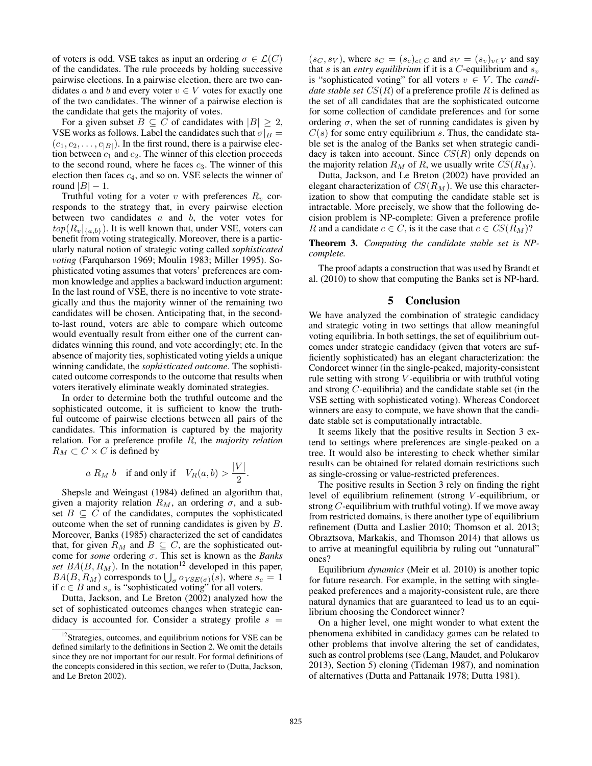of voters is odd. VSE takes as input an ordering $\sigma \in \mathcal{L}(C)$ of the candidates. The rule proceeds by holding successive pairwise elections. In a pairwise election, there are two candidates $a$ and $b$ and every voter $v \in V$ votes for exactly one of the two candidates. The winner of a pairwise election is the candidate that gets the majority of votes.

For a given subset $B \subseteq C$ of candidates with $|B| \geq 2$, VSE works as follows. Label the candidates such that $\sigma|_B = (c_1, c_2, \ldots, c_{|B|})$. In the first round, there is a pairwise election between $c_1$ and $c_2$. The winner of this election proceeds to the second round, where he faces $c_3$. The winner of this election then faces $c_4$, and so on. VSE selects the winner of round $|B| - 1$.

Truthful voting for a voter $v$ with preferences $R_v$ corresponds to the strategy that, in every pairwise election between two candidates $a$ and $b$, the voter votes for $top(R_v|_{\{a,b\}})$. It is well known that, under VSE, voters can benefit from voting strategically. Moreover, there is a particularly natural notion of strategic voting called *sophisticated voting* (Farquharson 1969; Moulin 1983; Miller 1995). Sophisticated voting assumes that voters' preferences are common knowledge and applies a backward induction argument: In the last round of VSE, there is no incentive to vote strategically and thus the majority winner of the remaining two candidates will be chosen. Anticipating that, in the second-to-last round, voters are able to compare which outcome would eventually result from either one of the current candidates winning this round, and vote accordingly; etc. In the absence of majority ties, sophisticated voting yields a unique winning candidate, the *sophisticated outcome*. The sophisticated outcome corresponds to the outcome that results when voters iteratively eliminate weakly dominated strategies.

In order to determine both the truthful outcome and the sophisticated outcome, it is sufficient to know the truthful outcome of pairwise elections between all pairs of the candidates. This information is captured by the majority relation. For a preference profile $R$, the *majority relation* $R_M \subset C \times C$ is defined by

$$a \; R_M \; b \quad \text{if and only if} \quad V_R(a, b) > \frac{|V|}{2}.$$

Shepsle and Weingast (1984) defined an algorithm that, given a majority relation $R_M$, an ordering $\sigma$, and a subset $B \subseteq C$ of the candidates, computes the sophisticated outcome when the set of running candidates is given by $B$. Moreover, Banks (1985) characterized the set of candidates that, for given $R_M$ and $B \subseteq C$, are the sophisticated outcome for *some* ordering $\sigma$. This set is known as the ***Banks set*** $BA(B, R_M)$. In the notation[12] developed in this paper, $BA(B, R_M)$ corresponds to $\bigcup_\sigma o_{VSE(\sigma)}(s)$, where $s_c = 1$ if $c \in B$ and $s_v$ is "sophisticated voting" for all voters.

Dutta, Jackson, and Le Breton (2002) analyzed how the set of sophisticated outcomes changes when strategic candidacy is accounted for. Consider a strategy profile $s = (s_C, s_V)$, where $s_C = (s_c)_{c \in C}$ and $s_V = (s_v)_{v \in V}$ and say that $s$ is an *entry equilibrium* if it is a $C$-equilibrium and $s_v$ is "sophisticated voting" for all voters $v \in V$. The *candidate stable set* $CS(R)$ of a preference profile $R$ is defined as the set of all candidates that are the sophisticated outcome for some collection of candidate preferences and for some ordering $\sigma$, when the set of running candidates is given by $C(s)$ for some entry equilibrium $s$. Thus, the candidate stable set is the analog of the Banks set when strategic candidacy is taken into account. Since $CS(R)$ only depends on the majority relation $R_M$ of $R$, we usually write $CS(R_M)$.

Dutta, Jackson, and Le Breton (2002) have provided an elegant characterization of $CS(R_M)$. We use this characterization to show that computing the candidate stable set is intractable. More precisely, we show that the following decision problem is NP-complete: Given a preference profile $R$ and a candidate $c \in C$, is it the case that $c \in CS(R_M)$?

**Theorem 3.** *Computing the candidate stable set is NP-complete.*

The proof adapts a construction that was used by Brandt et al. (2010) to show that computing the Banks set is NP-hard.

## 5 Conclusion

We have analyzed the combination of strategic candidacy and strategic voting in two settings that allow meaningful voting equilibria. In both settings, the set of equilibrium outcomes under strategic candidacy (given that voters are sufficiently sophisticated) has an elegant characterization: the Condorcet winner (in the single-peaked, majority-consistent rule setting with strong $V$-equilibria or with truthful voting and strong $C$-equilibria) and the candidate stable set (in the VSE setting with sophisticated voting). Whereas Condorcet winners are easy to compute, we have shown that the candidate stable set is computationally intractable.

It seems likely that the positive results in Section 3 extend to settings where preferences are single-peaked on a tree. It would also be interesting to check whether similar results can be obtained for related domain restrictions such as single-crossing or value-restricted preferences.

The positive results in Section 3 rely on finding the right level of equilibrium refinement (strong $V$-equilibrium, or strong $C$-equilibrium with truthful voting). If we move away from restricted domains, is there another type of equilibrium refinement (Dutta and Laslier 2010; Thomson et al. 2013; Obraztsova, Markakis, and Thomson 2014) that allows us to arrive at meaningful equilibria by ruling out "unnatural" ones?

Equilibrium *dynamics* (Meir et al. 2010) is another topic for future research. For example, in the setting with single-peaked preferences and a majority-consistent rule, are there natural dynamics that are guaranteed to lead us to an equilibrium choosing the Condorcet winner?

On a higher level, one might wonder to what extent the phenomena exhibited in candidacy games can be related to other problems that involve altering the set of candidates, such as control problems (see (Lang, Maudet, and Polukarov 2013), Section 5) cloning (Tideman 1987), and nomination of alternatives (Dutta and Pattanaik 1978; Dutta 1981).

[12] Strategies, outcomes, and equilibrium notions for VSE can be defined similarly to the definitions in Section 2. We omit the details since they are not important for our result. For formal definitions of the concepts considered in this section, we refer to (Dutta, Jackson, and Le Breton 2002).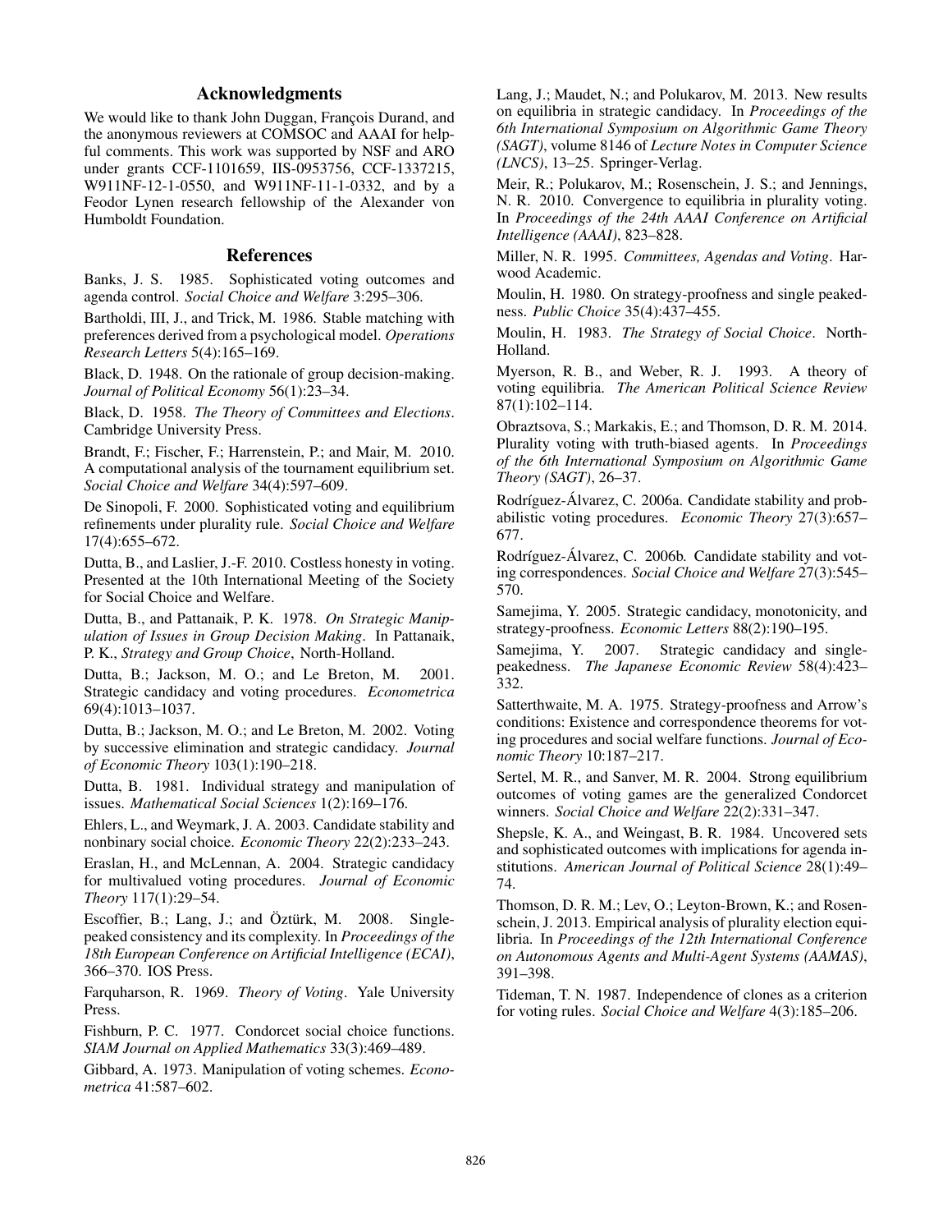## Acknowledgments

We would like to thank John Duggan, François Durand, and the anonymous reviewers at COMSOC and AAAI for helpful comments. This work was supported by NSF and ARO under grants CCF-1101659, IIS-0953756, CCF-1337215, W911NF-12-1-0550, and W911NF-11-1-0332, and by a Feodor Lynen research fellowship of the Alexander von Humboldt Foundation.

## References

Banks, J. S. 1985. Sophisticated voting outcomes and agenda control. *Social Choice and Welfare* 3:295–306.

Bartholdi, III, J., and Trick, M. 1986. Stable matching with preferences derived from a psychological model. *Operations Research Letters* 5(4):165–169.

Black, D. 1948. On the rationale of group decision-making. *Journal of Political Economy* 56(1):23–34.

Black, D. 1958. *The Theory of Committees and Elections*. Cambridge University Press.

Brandt, F.; Fischer, F.; Harrenstein, P.; and Mair, M. 2010. A computational analysis of the tournament equilibrium set. *Social Choice and Welfare* 34(4):597–609.

De Sinopoli, F. 2000. Sophisticated voting and equilibrium refinements under plurality rule. *Social Choice and Welfare* 17(4):655–672.

Dutta, B., and Laslier, J.-F. 2010. Costless honesty in voting. Presented at the 10th International Meeting of the Society for Social Choice and Welfare.

Dutta, B., and Pattanaik, P. K. 1978. *On Strategic Manipulation of Issues in Group Decision Making*. In Pattanaik, P. K., *Strategy and Group Choice*, North-Holland.

Dutta, B.; Jackson, M. O.; and Le Breton, M. 2001. Strategic candidacy and voting procedures. *Econometrica* 69(4):1013–1037.

Dutta, B.; Jackson, M. O.; and Le Breton, M. 2002. Voting by successive elimination and strategic candidacy. *Journal of Economic Theory* 103(1):190–218.

Dutta, B. 1981. Individual strategy and manipulation of issues. *Mathematical Social Sciences* 1(2):169–176.

Ehlers, L., and Weymark, J. A. 2003. Candidate stability and nonbinary social choice. *Economic Theory* 22(2):233–243.

Eraslan, H., and McLennan, A. 2004. Strategic candidacy for multivalued voting procedures. *Journal of Economic Theory* 117(1):29–54.

Escoffier, B.; Lang, J.; and Öztürk, M. 2008. Single-peaked consistency and its complexity. In *Proceedings of the 18th European Conference on Artificial Intelligence (ECAI)*, 366–370. IOS Press.

Farquharson, R. 1969. *Theory of Voting*. Yale University Press.

Fishburn, P. C. 1977. Condorcet social choice functions. *SIAM Journal on Applied Mathematics* 33(3):469–489.

Gibbard, A. 1973. Manipulation of voting schemes. *Econometrica* 41:587–602.

Lang, J.; Maudet, N.; and Polukarov, M. 2013. New results on equilibria in strategic candidacy. In *Proceedings of the 6th International Symposium on Algorithmic Game Theory (SAGT)*, volume 8146 of *Lecture Notes in Computer Science (LNCS)*, 13–25. Springer-Verlag.

Meir, R.; Polukarov, M.; Rosenschein, J. S.; and Jennings, N. R. 2010. Convergence to equilibria in plurality voting. In *Proceedings of the 24th AAAI Conference on Artificial Intelligence (AAAI)*, 823–828.

Miller, N. R. 1995. *Committees, Agendas and Voting*. Harwood Academic.

Moulin, H. 1980. On strategy-proofness and single peakedness. *Public Choice* 35(4):437–455.

Moulin, H. 1983. *The Strategy of Social Choice*. North-Holland.

Myerson, R. B., and Weber, R. J. 1993. A theory of voting equilibria. *The American Political Science Review* 87(1):102–114.

Obraztsova, S.; Markakis, E.; and Thomson, D. R. M. 2014. Plurality voting with truth-biased agents. In *Proceedings of the 6th International Symposium on Algorithmic Game Theory (SAGT)*, 26–37.

Rodríguez-Álvarez, C. 2006a. Candidate stability and probabilistic voting procedures. *Economic Theory* 27(3):657–677.

Rodríguez-Álvarez, C. 2006b. Candidate stability and voting correspondences. *Social Choice and Welfare* 27(3):545–570.

Samejima, Y. 2005. Strategic candidacy, monotonicity, and strategy-proofness. *Economic Letters* 88(2):190–195.

Samejima, Y. 2007. Strategic candidacy and single-peakedness. *The Japanese Economic Review* 58(4):423–332.

Satterthwaite, M. A. 1975. Strategy-proofness and Arrow's conditions: Existence and correspondence theorems for voting procedures and social welfare functions. *Journal of Economic Theory* 10:187–217.

Sertel, M. R., and Sanver, M. R. 2004. Strong equilibrium outcomes of voting games are the generalized Condorcet winners. *Social Choice and Welfare* 22(2):331–347.

Shepsle, K. A., and Weingast, B. R. 1984. Uncovered sets and sophisticated outcomes with implications for agenda institutions. *American Journal of Political Science* 28(1):49–74.

Thomson, D. R. M.; Lev, O.; Leyton-Brown, K.; and Rosenschein, J. 2013. Empirical analysis of plurality election equilibria. In *Proceedings of the 12th International Conference on Autonomous Agents and Multi-Agent Systems (AAMAS)*, 391–398.

Tideman, T. N. 1987. Independence of clones as a criterion for voting rules. *Social Choice and Welfare* 4(3):185–206.